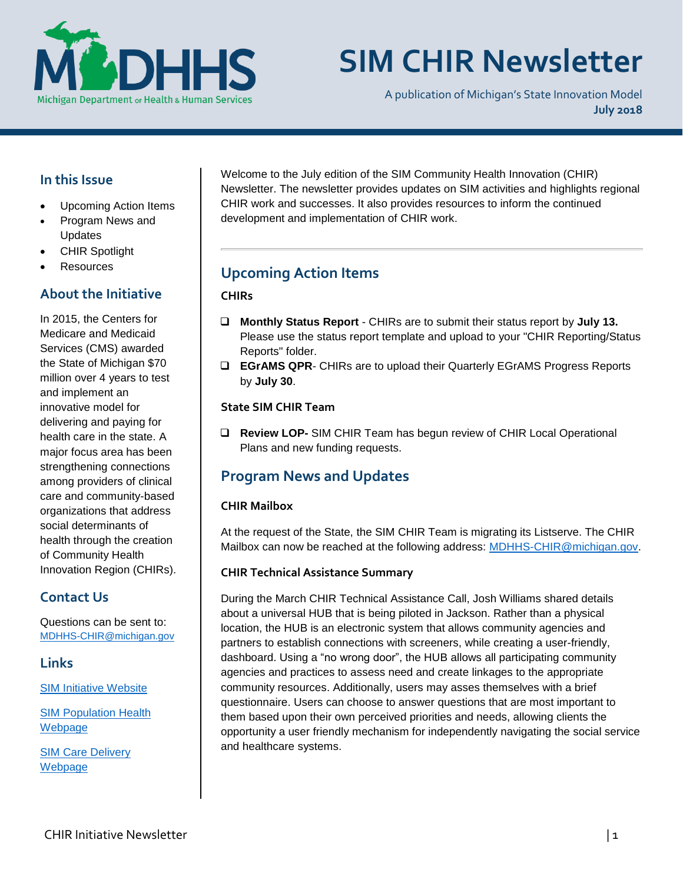# SIM CHIR Newsletter

A publication of Michigan's State Innovation Model

**July 2018**

Welcome to the July edition of the SIM Community Health Innovation (CHIR) Newsletter. The newsletter provides updates on SIM activities and highlights regional CHIR work and successes. It also provides resources to inform the continued development and implementation of CHIR work.

## In this Issue

- Upcoming Action Items
- Program News and Updates
- CHIR Spotlight
- Resources

## About the Initiative

In 2015, the Centers for Medicare and Medicaid Services (CMS) awarded the State of Michigan $70 million over 4 years to test and implement an innovative model for delivering and paying for health care in the state. A major focus area has been strengthening connections among providers of clinical care and community-based organizations that address social determinants of health through the creation of Community Health Innovation Region (CHIRs).

## Contact Us

Questions can be sent to: MDHHS-CHIR@michigan.gov

## Links

SIM Initiative Website

SIM Population Health Webpage

SIM Care Delivery Webpage

---

## Upcoming Action Items

### CHIRs

- ❑ **Monthly Status Report** - CHIRs are to submit their status report by **July 13.** Please use the status report template and upload to your "CHIR Reporting/Status Reports" folder.
- ❑ **EGrAMS QPR**- CHIRs are to upload their Quarterly EGrAMS Progress Reports by **July 30**.

### State SIM CHIR Team

- ❑ **Review LOP-** SIM CHIR Team has begun review of CHIR Local Operational Plans and new funding requests.

## Program News and Updates

### CHIR Mailbox

At the request of the State, the SIM CHIR Team is migrating its Listserve. The CHIR Mailbox can now be reached at the following address: MDHHS-CHIR@michigan.gov.

### CHIR Technical Assistance Summary

During the March CHIR Technical Assistance Call, Josh Williams shared details about a universal HUB that is being piloted in Jackson. Rather than a physical location, the HUB is an electronic system that allows community agencies and partners to establish connections with screeners, while creating a user-friendly, dashboard. Using a "no wrong door", the HUB allows all participating community agencies and practices to assess need and create linkages to the appropriate community resources. Additionally, users may asses themselves with a brief questionnaire. Users can choose to answer questions that are most important to them based upon their own perceived priorities and needs, allowing clients the opportunity a user friendly mechanism for independently navigating the social service and healthcare systems.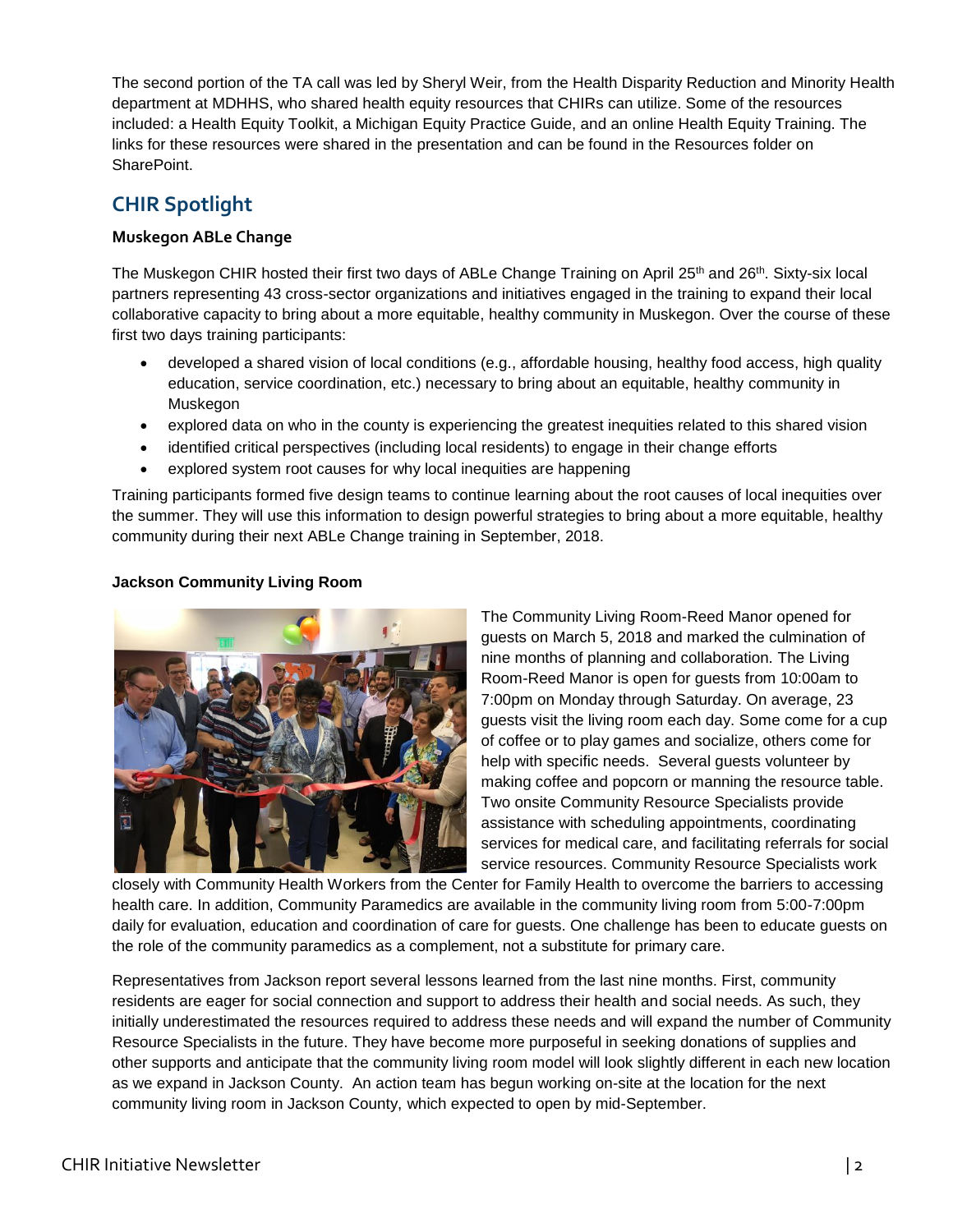The second portion of the TA call was led by Sheryl Weir, from the Health Disparity Reduction and Minority Health department at MDHHS, who shared health equity resources that CHIRs can utilize. Some of the resources included: a Health Equity Toolkit, a Michigan Equity Practice Guide, and an online Health Equity Training. The links for these resources were shared in the presentation and can be found in the Resources folder on SharePoint.

## CHIR Spotlight

### Muskegon ABLe Change

The Muskegon CHIR hosted their first two days of ABLe Change Training on April 25th and 26th. Sixty-six local partners representing 43 cross-sector organizations and initiatives engaged in the training to expand their local collaborative capacity to bring about a more equitable, healthy community in Muskegon. Over the course of these first two days training participants:

- developed a shared vision of local conditions (e.g., affordable housing, healthy food access, high quality education, service coordination, etc.) necessary to bring about an equitable, healthy community in Muskegon
- explored data on who in the county is experiencing the greatest inequities related to this shared vision
- identified critical perspectives (including local residents) to engage in their change efforts
- explored system root causes for why local inequities are happening

Training participants formed five design teams to continue learning about the root causes of local inequities over the summer. They will use this information to design powerful strategies to bring about a more equitable, healthy community during their next ABLe Change training in September, 2018.

### Jackson Community Living Room

The Community Living Room-Reed Manor opened for guests on March 5, 2018 and marked the culmination of nine months of planning and collaboration. The Living Room-Reed Manor is open for guests from 10:00am to 7:00pm on Monday through Saturday. On average, 23 guests visit the living room each day. Some come for a cup of coffee or to play games and socialize, others come for help with specific needs. Several guests volunteer by making coffee and popcorn or manning the resource table. Two onsite Community Resource Specialists provide assistance with scheduling appointments, coordinating services for medical care, and facilitating referrals for social service resources. Community Resource Specialists work closely with Community Health Workers from the Center for Family Health to overcome the barriers to accessing health care. In addition, Community Paramedics are available in the community living room from 5:00-7:00pm daily for evaluation, education and coordination of care for guests. One challenge has been to educate guests on the role of the community paramedics as a complement, not a substitute for primary care.

Representatives from Jackson report several lessons learned from the last nine months. First, community residents are eager for social connection and support to address their health and social needs. As such, they initially underestimated the resources required to address these needs and will expand the number of Community Resource Specialists in the future. They have become more purposeful in seeking donations of supplies and other supports and anticipate that the community living room model will look slightly different in each new location as we expand in Jackson County. An action team has begun working on-site at the location for the next community living room in Jackson County, which expected to open by mid-September.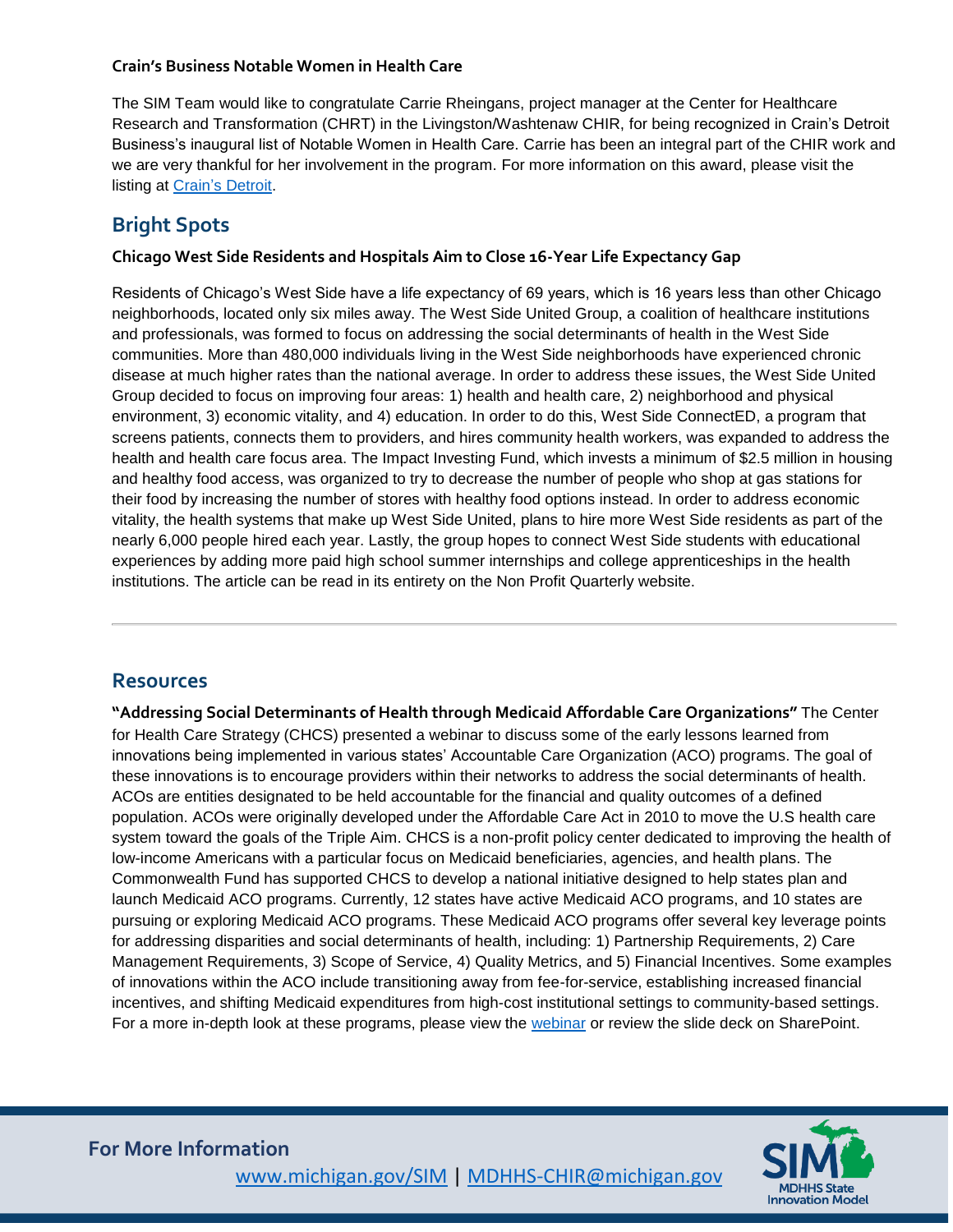**Crain's Business Notable Women in Health Care**

The SIM Team would like to congratulate Carrie Rheingans, project manager at the Center for Healthcare Research and Transformation (CHRT) in the Livingston/Washtenaw CHIR, for being recognized in Crain's Detroit Business's inaugural list of Notable Women in Health Care. Carrie has been an integral part of the CHIR work and we are very thankful for her involvement in the program. For more information on this award, please visit the listing at Crain's Detroit.

## Bright Spots

**Chicago West Side Residents and Hospitals Aim to Close 16-Year Life Expectancy Gap**

Residents of Chicago's West Side have a life expectancy of 69 years, which is 16 years less than other Chicago neighborhoods, located only six miles away. The West Side United Group, a coalition of healthcare institutions and professionals, was formed to focus on addressing the social determinants of health in the West Side communities. More than 480,000 individuals living in the West Side neighborhoods have experienced chronic disease at much higher rates than the national average. In order to address these issues, the West Side United Group decided to focus on improving four areas: 1) health and health care, 2) neighborhood and physical environment, 3) economic vitality, and 4) education. In order to do this, West Side ConnectED, a program that screens patients, connects them to providers, and hires community health workers, was expanded to address the health and health care focus area. The Impact Investing Fund, which invests a minimum of $2.5 million in housing and healthy food access, was organized to try to decrease the number of people who shop at gas stations for their food by increasing the number of stores with healthy food options instead. In order to address economic vitality, the health systems that make up West Side United, plans to hire more West Side residents as part of the nearly 6,000 people hired each year. Lastly, the group hopes to connect West Side students with educational experiences by adding more paid high school summer internships and college apprenticeships in the health institutions. The article can be read in its entirety on the Non Profit Quarterly website.

---

## Resources

**"Addressing Social Determinants of Health through Medicaid Affordable Care Organizations"** The Center for Health Care Strategy (CHCS) presented a webinar to discuss some of the early lessons learned from innovations being implemented in various states' Accountable Care Organization (ACO) programs. The goal of these innovations is to encourage providers within their networks to address the social determinants of health. ACOs are entities designated to be held accountable for the financial and quality outcomes of a defined population. ACOs were originally developed under the Affordable Care Act in 2010 to move the U.S health care system toward the goals of the Triple Aim. CHCS is a non-profit policy center dedicated to improving the health of low-income Americans with a particular focus on Medicaid beneficiaries, agencies, and health plans. The Commonwealth Fund has supported CHCS to develop a national initiative designed to help states plan and launch Medicaid ACO programs. Currently, 12 states have active Medicaid ACO programs, and 10 states are pursuing or exploring Medicaid ACO programs. These Medicaid ACO programs offer several key leverage points for addressing disparities and social determinants of health, including: 1) Partnership Requirements, 2) Care Management Requirements, 3) Scope of Service, 4) Quality Metrics, and 5) Financial Incentives. Some examples of innovations within the ACO include transitioning away from fee-for-service, establishing increased financial incentives, and shifting Medicaid expenditures from high-cost institutional settings to community-based settings. For a more in-depth look at these programs, please view the webinar or review the slide deck on SharePoint.

**For More Information**

www.michigan.gov/SIM | MDHHS-CHIR@michigan.gov